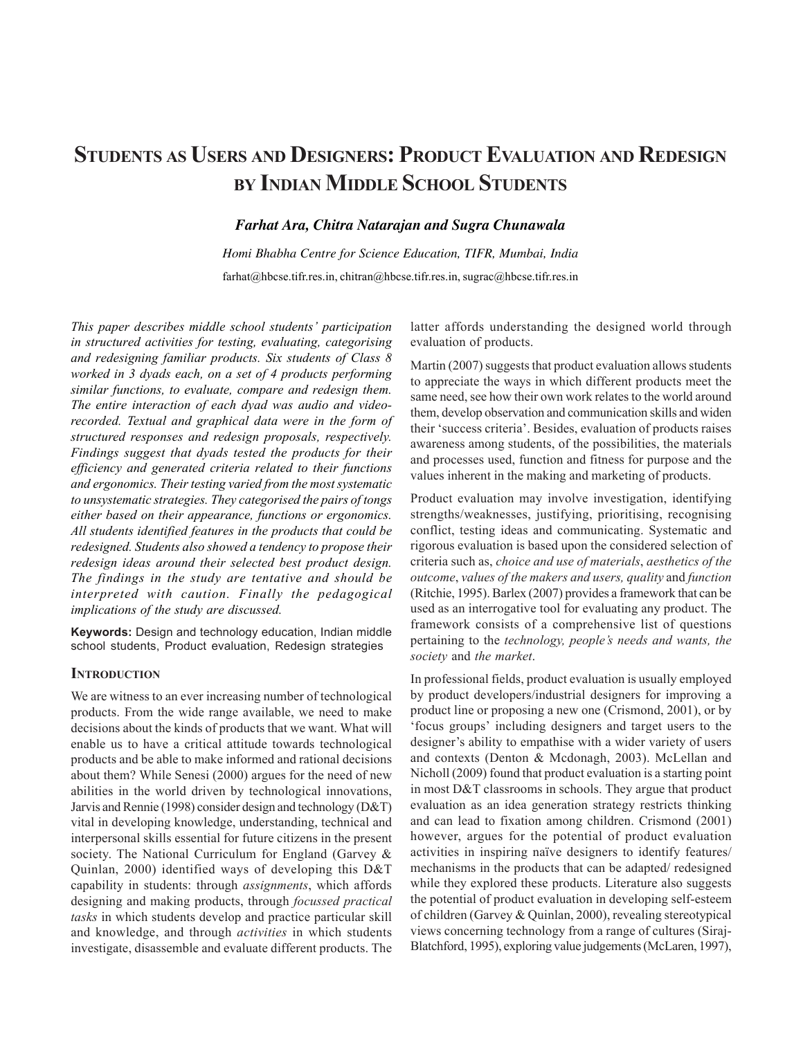# Students as Users and Designers: Product Evaluation and Redesign by Indian Middle School Students

***Farhat Ara, Chitra Natarajan and Sugra Chunawala***

*Homi Bhabha Centre for Science Education, TIFR, Mumbai, India*

farhat@hbcse.tifr.res.in, chitran@hbcse.tifr.res.in, sugrac@hbcse.tifr.res.in

*This paper describes middle school students' participation in structured activities for testing, evaluating, categorising and redesigning familiar products. Six students of Class 8 worked in 3 dyads each, on a set of 4 products performing similar functions, to evaluate, compare and redesign them. The entire interaction of each dyad was audio and video-recorded. Textual and graphical data were in the form of structured responses and redesign proposals, respectively. Findings suggest that dyads tested the products for their efficiency and generated criteria related to their functions and ergonomics. Their testing varied from the most systematic to unsystematic strategies. They categorised the pairs of tongs either based on their appearance, functions or ergonomics. All students identified features in the products that could be redesigned. Students also showed a tendency to propose their redesign ideas around their selected best product design. The findings in the study are tentative and should be interpreted with caution. Finally the pedagogical implications of the study are discussed.*

**Keywords:** Design and technology education, Indian middle school students, Product evaluation, Redesign strategies

## Introduction

We are witness to an ever increasing number of technological products. From the wide range available, we need to make decisions about the kinds of products that we want. What will enable us to have a critical attitude towards technological products and be able to make informed and rational decisions about them? While Senesi (2000) argues for the need of new abilities in the world driven by technological innovations, Jarvis and Rennie (1998) consider design and technology (D&T) vital in developing knowledge, understanding, technical and interpersonal skills essential for future citizens in the present society. The National Curriculum for England (Garvey & Quinlan, 2000) identified ways of developing this D&T capability in students: through *assignments*, which affords designing and making products, through *focussed practical tasks* in which students develop and practice particular skill and knowledge, and through *activities* in which students investigate, disassemble and evaluate different products. The latter affords understanding the designed world through evaluation of products.

Martin (2007) suggests that product evaluation allows students to appreciate the ways in which different products meet the same need, see how their own work relates to the world around them, develop observation and communication skills and widen their 'success criteria'. Besides, evaluation of products raises awareness among students, of the possibilities, the materials and processes used, function and fitness for purpose and the values inherent in the making and marketing of products.

Product evaluation may involve investigation, identifying strengths/weaknesses, justifying, prioritising, recognising conflict, testing ideas and communicating. Systematic and rigorous evaluation is based upon the considered selection of criteria such as, *choice and use of materials*, *aesthetics of the outcome*, *values of the makers and users, quality* and *function* (Ritchie, 1995). Barlex (2007) provides a framework that can be used as an interrogative tool for evaluating any product. The framework consists of a comprehensive list of questions pertaining to the *technology, people's needs and wants, the society* and *the market*.

In professional fields, product evaluation is usually employed by product developers/industrial designers for improving a product line or proposing a new one (Crismond, 2001), or by 'focus groups' including designers and target users to the designer's ability to empathise with a wider variety of users and contexts (Denton & Mcdonagh, 2003). McLellan and Nicholl (2009) found that product evaluation is a starting point in most D&T classrooms in schools. They argue that product evaluation as an idea generation strategy restricts thinking and can lead to fixation among children. Crismond (2001) however, argues for the potential of product evaluation activities in inspiring naïve designers to identify features/ mechanisms in the products that can be adapted/ redesigned while they explored these products. Literature also suggests the potential of product evaluation in developing self-esteem of children (Garvey & Quinlan, 2000), revealing stereotypical views concerning technology from a range of cultures (Siraj-Blatchford, 1995), exploring value judgements (McLaren, 1997),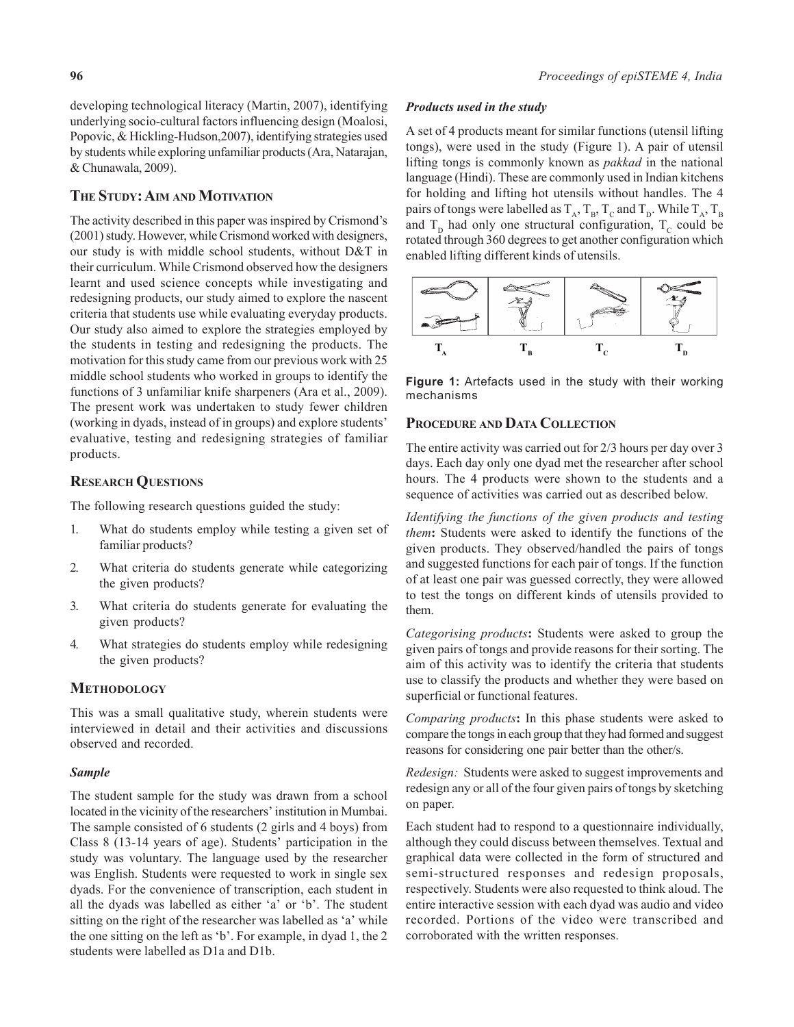developing technological literacy (Martin, 2007), identifying underlying socio-cultural factors influencing design (Moalosi, Popovic, & Hickling-Hudson,2007), identifying strategies used by students while exploring unfamiliar products (Ara, Natarajan, & Chunawala, 2009).

## The Study: Aim and Motivation

The activity described in this paper was inspired by Crismond's (2001) study. However, while Crismond worked with designers, our study is with middle school students, without D&T in their curriculum. While Crismond observed how the designers learnt and used science concepts while investigating and redesigning products, our study aimed to explore the nascent criteria that students use while evaluating everyday products. Our study also aimed to explore the strategies employed by the students in testing and redesigning the products. The motivation for this study came from our previous work with 25 middle school students who worked in groups to identify the functions of 3 unfamiliar knife sharpeners (Ara et al., 2009). The present work was undertaken to study fewer children (working in dyads, instead of in groups) and explore students' evaluative, testing and redesigning strategies of familiar products.

## Research Questions

The following research questions guided the study:

1. What do students employ while testing a given set of familiar products?
2. What criteria do students generate while categorizing the given products?
3. What criteria do students generate for evaluating the given products?
4. What strategies do students employ while redesigning the given products?

## Methodology

This was a small qualitative study, wherein students were interviewed in detail and their activities and discussions observed and recorded.

### *Sample*

The student sample for the study was drawn from a school located in the vicinity of the researchers' institution in Mumbai. The sample consisted of 6 students (2 girls and 4 boys) from Class 8 (13-14 years of age). Students' participation in the study was voluntary. The language used by the researcher was English. Students were requested to work in single sex dyads. For the convenience of transcription, each student in all the dyads was labelled as either 'a' or 'b'. The student sitting on the right of the researcher was labelled as 'a' while the one sitting on the left as 'b'. For example, in dyad 1, the 2 students were labelled as D1a and D1b.

### *Products used in the study*

A set of 4 products meant for similar functions (utensil lifting tongs), were used in the study (Figure 1). A pair of utensil lifting tongs is commonly known as *pakkad* in the national language (Hindi). These are commonly used in Indian kitchens for holding and lifting hot utensils without handles. The 4 pairs of tongs were labelled as $T_A$, $T_B$, $T_C$ and $T_D$. While $T_A$, $T_B$ and $T_D$ had only one structural configuration, $T_C$ could be rotated through 360 degrees to get another configuration which enabled lifting different kinds of utensils.

| $T_A$ | $T_B$ | $T_C$ | $T_D$ |
|---|---|---|---|

**Figure 1:** Artefacts used in the study with their working mechanisms

## Procedure and Data Collection

The entire activity was carried out for 2/3 hours per day over 3 days. Each day only one dyad met the researcher after school hours. The 4 products were shown to the students and a sequence of activities was carried out as described below.

*Identifying the functions of the given products and testing them***:** Students were asked to identify the functions of the given products. They observed/handled the pairs of tongs and suggested functions for each pair of tongs. If the function of at least one pair was guessed correctly, they were allowed to test the tongs on different kinds of utensils provided to them.

*Categorising products***:** Students were asked to group the given pairs of tongs and provide reasons for their sorting. The aim of this activity was to identify the criteria that students use to classify the products and whether they were based on superficial or functional features.

*Comparing products***:** In this phase students were asked to compare the tongs in each group that they had formed and suggest reasons for considering one pair better than the other/s.

*Redesign:* Students were asked to suggest improvements and redesign any or all of the four given pairs of tongs by sketching on paper.

Each student had to respond to a questionnaire individually, although they could discuss between themselves. Textual and graphical data were collected in the form of structured and semi-structured responses and redesign proposals, respectively. Students were also requested to think aloud. The entire interactive session with each dyad was audio and video recorded. Portions of the video were transcribed and corroborated with the written responses.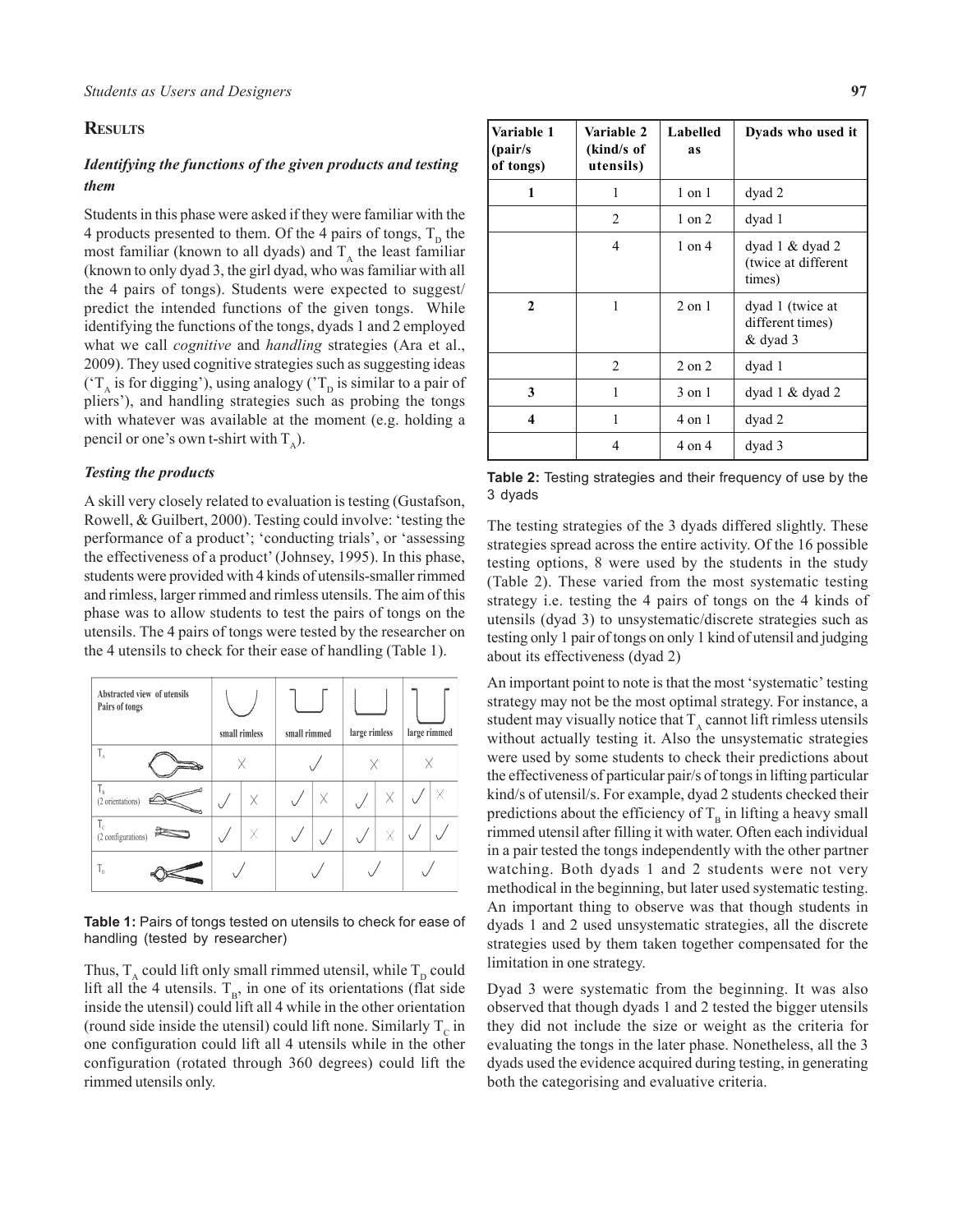## Results

### *Identifying the functions of the given products and testing them*

Students in this phase were asked if they were familiar with the 4 products presented to them. Of the 4 pairs of tongs, $T_D$ the most familiar (known to all dyads) and $T_A$ the least familiar (known to only dyad 3, the girl dyad, who was familiar with all the 4 pairs of tongs). Students were expected to suggest/ predict the intended functions of the given tongs. While identifying the functions of the tongs, dyads 1 and 2 employed what we call *cognitive* and *handling* strategies (Ara et al., 2009). They used cognitive strategies such as suggesting ideas ('$T_A$ is for digging'), using analogy ('$T_D$ is similar to a pair of pliers'), and handling strategies such as probing the tongs with whatever was available at the moment (e.g. holding a pencil or one's own t-shirt with $T_A$).

### *Testing the products*

A skill very closely related to evaluation is testing (Gustafson, Rowell, & Guilbert, 2000). Testing could involve: 'testing the performance of a product'; 'conducting trials', or 'assessing the effectiveness of a product' (Johnsey, 1995). In this phase, students were provided with 4 kinds of utensils-smaller rimmed and rimless, larger rimmed and rimless utensils. The aim of this phase was to allow students to test the pairs of tongs on the utensils. The 4 pairs of tongs were tested by the researcher on the 4 utensils to check for their ease of handling (Table 1).

| Abstracted view of utensils / Pairs of tongs | small rimless | | small rimmed | | large rimless | | large rimmed | |
|---|---|---|---|---|---|---|---|---|
| $T_A$ | × | | ✓ | | × | | × | |
| $T_B$ (2 orientations) | ✓ | × | ✓ | × | ✓ | × | ✓ | × |
| $T_C$ (2 configurations) | ✓ | × | ✓ | ✓ | ✓ | × | ✓ | ✓ |
| $T_D$ | ✓ | | ✓ | | ✓ | | ✓ | |

**Table 1:** Pairs of tongs tested on utensils to check for ease of handling (tested by researcher)

Thus, $T_A$ could lift only small rimmed utensil, while $T_D$ could lift all the 4 utensils. $T_B$, in one of its orientations (flat side inside the utensil) could lift all 4 while in the other orientation (round side inside the utensil) could lift none. Similarly $T_C$ in one configuration could lift all 4 utensils while in the other configuration (rotated through 360 degrees) could lift the rimmed utensils only.

| Variable 1 (pair/s of tongs) | Variable 2 (kind/s of utensils) | Labelled as | Dyads who used it |
|---|---|---|---|
| **1** | 1 | 1 on 1 | dyad 2 |
| | 2 | 1 on 2 | dyad 1 |
| | 4 | 1 on 4 | dyad 1 & dyad 2 (twice at different times) |
| **2** | 1 | 2 on 1 | dyad 1 (twice at different times) & dyad 3 |
| | 2 | 2 on 2 | dyad 1 |
| **3** | 1 | 3 on 1 | dyad 1 & dyad 2 |
| **4** | 1 | 4 on 1 | dyad 2 |
| | 4 | 4 on 4 | dyad 3 |

**Table 2:** Testing strategies and their frequency of use by the 3 dyads

The testing strategies of the 3 dyads differed slightly. These strategies spread across the entire activity. Of the 16 possible testing options, 8 were used by the students in the study (Table 2). These varied from the most systematic testing strategy i.e. testing the 4 pairs of tongs on the 4 kinds of utensils (dyad 3) to unsystematic/discrete strategies such as testing only 1 pair of tongs on only 1 kind of utensil and judging about its effectiveness (dyad 2)

An important point to note is that the most 'systematic' testing strategy may not be the most optimal strategy. For instance, a student may visually notice that $T_A$ cannot lift rimless utensils without actually testing it. Also the unsystematic strategies were used by some students to check their predictions about the effectiveness of particular pair/s of tongs in lifting particular kind/s of utensil/s. For example, dyad 2 students checked their predictions about the efficiency of $T_B$ in lifting a heavy small rimmed utensil after filling it with water. Often each individual in a pair tested the tongs independently with the other partner watching. Both dyads 1 and 2 students were not very methodical in the beginning, but later used systematic testing. An important thing to observe was that though students in dyads 1 and 2 used unsystematic strategies, all the discrete strategies used by them taken together compensated for the limitation in one strategy.

Dyad 3 were systematic from the beginning. It was also observed that though dyads 1 and 2 tested the bigger utensils they did not include the size or weight as the criteria for evaluating the tongs in the later phase. Nonetheless, all the 3 dyads used the evidence acquired during testing, in generating both the categorising and evaluative criteria.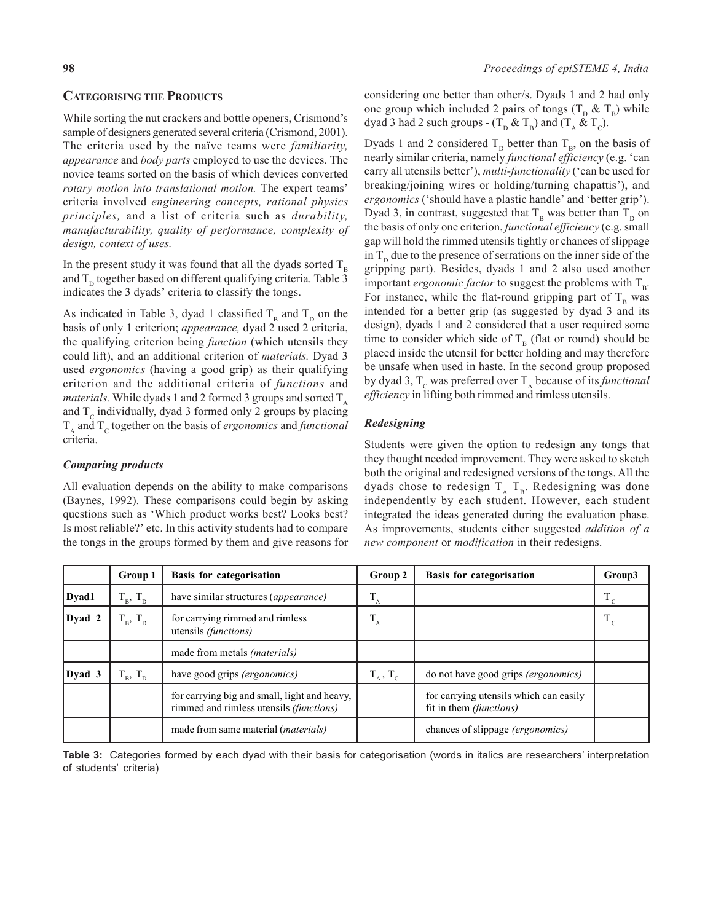## Categorising the Products

While sorting the nut crackers and bottle openers, Crismond's sample of designers generated several criteria (Crismond, 2001). The criteria used by the naïve teams were *familiarity, appearance* and *body parts* employed to use the devices. The novice teams sorted on the basis of which devices converted *rotary motion into translational motion.* The expert teams' criteria involved *engineering concepts, rational physics principles,* and a list of criteria such as *durability, manufacturability, quality of performance, complexity of design, context of uses.*

In the present study it was found that all the dyads sorted $T_B$ and $T_D$ together based on different qualifying criteria. Table 3 indicates the 3 dyads' criteria to classify the tongs.

As indicated in Table 3, dyad 1 classified $T_B$ and $T_D$ on the basis of only 1 criterion; *appearance,* dyad 2 used 2 criteria, the qualifying criterion being *function* (which utensils they could lift), and an additional criterion of *materials.* Dyad 3 used *ergonomics* (having a good grip) as their qualifying criterion and the additional criteria of *functions* and *materials.* While dyads 1 and 2 formed 3 groups and sorted $T_A$ and $T_C$ individually, dyad 3 formed only 2 groups by placing $T_A$ and $T_C$ together on the basis of *ergonomics* and *functional* criteria.

### *Comparing products*

All evaluation depends on the ability to make comparisons (Baynes, 1992). These comparisons could begin by asking questions such as 'Which product works best? Looks best? Is most reliable?' etc. In this activity students had to compare the tongs in the groups formed by them and give reasons for considering one better than other/s. Dyads 1 and 2 had only one group which included 2 pairs of tongs ($T_D$ & $T_B$) while dyad 3 had 2 such groups - ($T_D$ & $T_B$) and ($T_A$ & $T_C$).

Dyads 1 and 2 considered $T_D$ better than $T_B$, on the basis of nearly similar criteria, namely *functional efficiency* (e.g. 'can carry all utensils better'), *multi-functionality* ('can be used for breaking/joining wires or holding/turning chapattis'), and *ergonomics* ('should have a plastic handle' and 'better grip'). Dyad 3, in contrast, suggested that $T_B$ was better than $T_D$ on the basis of only one criterion, *functional efficiency* (e.g. small gap will hold the rimmed utensils tightly or chances of slippage in $T_D$ due to the presence of serrations on the inner side of the gripping part). Besides, dyads 1 and 2 also used another important *ergonomic factor* to suggest the problems with $T_B$. For instance, while the flat-round gripping part of $T_B$ was intended for a better grip (as suggested by dyad 3 and its design), dyads 1 and 2 considered that a user required some time to consider which side of $T_B$ (flat or round) should be placed inside the utensil for better holding and may therefore be unsafe when used in haste. In the second group proposed by dyad 3, $T_C$ was preferred over $T_A$ because of its *functional efficiency* in lifting both rimmed and rimless utensils.

### *Redesigning*

Students were given the option to redesign any tongs that they thought needed improvement. They were asked to sketch both the original and redesigned versions of the tongs. All the dyads chose to redesign $T_A$ $T_B$. Redesigning was done independently by each student. However, each student integrated the ideas generated during the evaluation phase. As improvements, students either suggested *addition of a new component* or *modification* in their redesigns.

| | Group 1 | Basis for categorisation | Group 2 | Basis for categorisation | Group3 |
|---|---|---|---|---|---|
| Dyad1 | $T_B$, $T_D$ | have similar structures (*appearance)* | $T_A$ | | $T_C$ |
| Dyad 2 | $T_B$, $T_D$ | for carrying rimmed and rimless utensils *(functions)* | $T_A$ | | $T_C$ |
| | | made from metals *(materials)* | | | |
| Dyad 3 | $T_B$, $T_D$ | have good grips *(ergonomics)* | $T_A$, $T_C$ | do not have good grips *(ergonomics)* | |
| | | for carrying big and small, light and heavy, rimmed and rimless utensils *(functions)* | | for carrying utensils which can easily fit in them *(functions)* | |
| | | made from same material (*materials)* | | chances of slippage *(ergonomics)* | |

**Table 3:** Categories formed by each dyad with their basis for categorisation (words in italics are researchers' interpretation of students' criteria)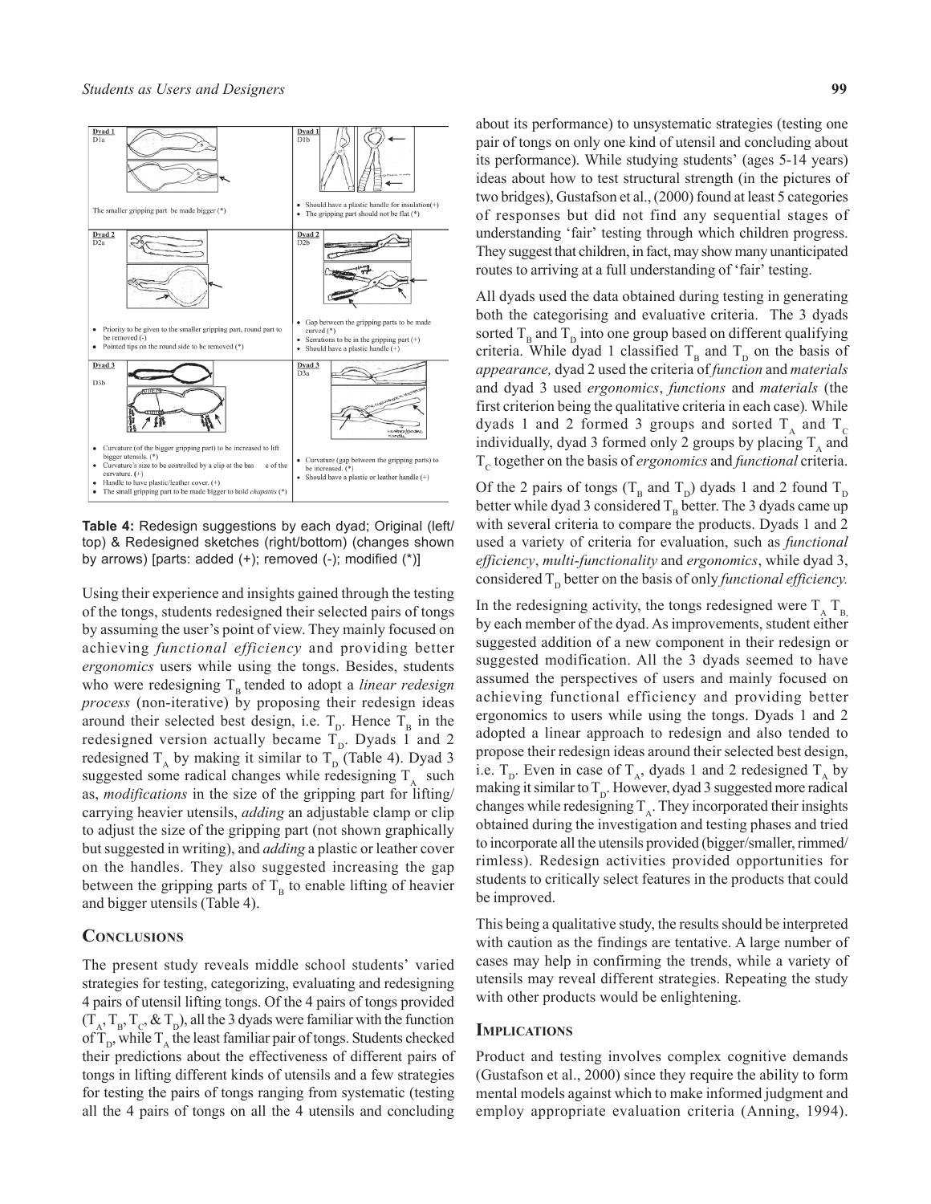| Dyad 1<br>D1a | Dyad 1<br>D1b |
| --- | --- |
| The smaller gripping part be made bigger (*) | • Should have a plastic handle for insulation(+)<br>• The gripping part should not be flat (*) |
| Dyad 2<br>D2a | Dyad 2<br>D2b |
| • Priority to be given to the smaller gripping part, round part to be removed (-)<br>• Pointed tips on the round side to be removed (*) | • Gap between the gripping parts to be made curved (*)<br>• Serrations to be in the gripping part (+)<br>• Should have a plastic handle (+) |
| Dyad 3<br>D3b | Dyad 3<br>D3a |
| • Curvature (of the bigger gripping part) to be increased to lift bigger utensils. (*)<br>• Curvature's size to be controlled by a clip at the bas e of the curvature. (+)<br>• Handle to have plastic/leather cover. (+)<br>• The small gripping part to be made bigger to hold *chapattis* (*) | • Curvature (gap between the gripping parts) to be increased. (*)<br>• Should have a plastic or leather handle (+) |

**Table 4:** Redesign suggestions by each dyad; Original (left/top) & Redesigned sketches (right/bottom) (changes shown by arrows) [parts: added (+); removed (-); modified (*)]

Using their experience and insights gained through the testing of the tongs, students redesigned their selected pairs of tongs by assuming the user's point of view. They mainly focused on achieving *functional efficiency* and providing better *ergonomics* users while using the tongs. Besides, students who were redesigning $T_B$ tended to adopt a *linear redesign process* (non-iterative) by proposing their redesign ideas around their selected best design, i.e. $T_D$. Hence $T_B$ in the redesigned version actually became $T_D$. Dyads 1 and 2 redesigned $T_A$ by making it similar to $T_D$ (Table 4). Dyad 3 suggested some radical changes while redesigning $T_A$ such as, *modifications* in the size of the gripping part for lifting/carrying heavier utensils, *adding* an adjustable clamp or clip to adjust the size of the gripping part (not shown graphically but suggested in writing), and *adding* a plastic or leather cover on the handles. They also suggested increasing the gap between the gripping parts of $T_B$ to enable lifting of heavier and bigger utensils (Table 4).

## Conclusions

The present study reveals middle school students' varied strategies for testing, categorizing, evaluating and redesigning 4 pairs of utensil lifting tongs. Of the 4 pairs of tongs provided ($T_A$, $T_B$, $T_C$, & $T_D$), all the 3 dyads were familiar with the function of $T_D$, while $T_A$ the least familiar pair of tongs. Students checked their predictions about the effectiveness of different pairs of tongs in lifting different kinds of utensils and a few strategies for testing the pairs of tongs ranging from systematic (testing all the 4 pairs of tongs on all the 4 utensils and concluding about its performance) to unsystematic strategies (testing one pair of tongs on only one kind of utensil and concluding about its performance). While studying students' (ages 5-14 years) ideas about how to test structural strength (in the pictures of two bridges), Gustafson et al., (2000) found at least 5 categories of responses but did not find any sequential stages of understanding 'fair' testing through which children progress. They suggest that children, in fact, may show many unanticipated routes to arriving at a full understanding of 'fair' testing.

All dyads used the data obtained during testing in generating both the categorising and evaluative criteria. The 3 dyads sorted $T_B$ and $T_D$ into one group based on different qualifying criteria. While dyad 1 classified $T_B$ and $T_D$ on the basis of *appearance,* dyad 2 used the criteria of *function* and *materials* and dyad 3 used *ergonomics*, *functions* and *materials* (the first criterion being the qualitative criteria in each case). While dyads 1 and 2 formed 3 groups and sorted $T_A$ and $T_C$ individually, dyad 3 formed only 2 groups by placing $T_A$ and $T_C$ together on the basis of *ergonomics* and *functional* criteria.

Of the 2 pairs of tongs ($T_B$ and $T_D$) dyads 1 and 2 found $T_D$ better while dyad 3 considered $T_B$ better. The 3 dyads came up with several criteria to compare the products. Dyads 1 and 2 used a variety of criteria for evaluation, such as *functional efficiency*, *multi-functionality* and *ergonomics*, while dyad 3, considered $T_D$ better on the basis of only *functional efficiency.*

In the redesigning activity, the tongs redesigned were $T_A$ $T_B$, by each member of the dyad. As improvements, student either suggested addition of a new component in their redesign or suggested modification. All the 3 dyads seemed to have assumed the perspectives of users and mainly focused on achieving functional efficiency and providing better ergonomics to users while using the tongs. Dyads 1 and 2 adopted a linear approach to redesign and also tended to propose their redesign ideas around their selected best design, i.e. $T_D$. Even in case of $T_A$, dyads 1 and 2 redesigned $T_A$ by making it similar to $T_D$. However, dyad 3 suggested more radical changes while redesigning $T_A$. They incorporated their insights obtained during the investigation and testing phases and tried to incorporate all the utensils provided (bigger/smaller, rimmed/rimless). Redesign activities provided opportunities for students to critically select features in the products that could be improved.

This being a qualitative study, the results should be interpreted with caution as the findings are tentative. A large number of cases may help in confirming the trends, while a variety of utensils may reveal different strategies. Repeating the study with other products would be enlightening.

## Implications

Product and testing involves complex cognitive demands (Gustafson et al., 2000) since they require the ability to form mental models against which to make informed judgment and employ appropriate evaluation criteria (Anning, 1994).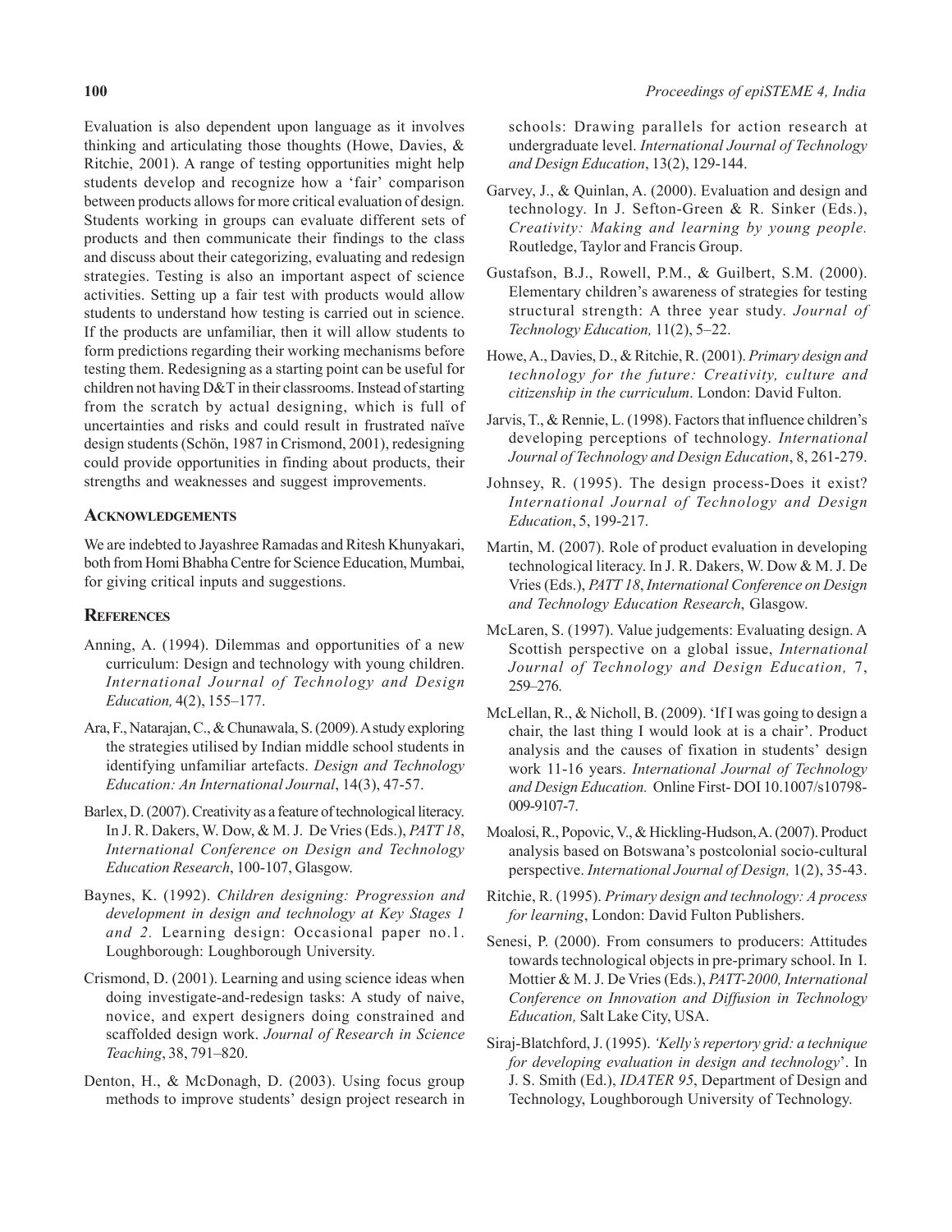Evaluation is also dependent upon language as it involves thinking and articulating those thoughts (Howe, Davies, & Ritchie, 2001). A range of testing opportunities might help students develop and recognize how a 'fair' comparison between products allows for more critical evaluation of design. Students working in groups can evaluate different sets of products and then communicate their findings to the class and discuss about their categorizing, evaluating and redesign strategies. Testing is also an important aspect of science activities. Setting up a fair test with products would allow students to understand how testing is carried out in science. If the products are unfamiliar, then it will allow students to form predictions regarding their working mechanisms before testing them. Redesigning as a starting point can be useful for children not having D&T in their classrooms. Instead of starting from the scratch by actual designing, which is full of uncertainties and risks and could result in frustrated naïve design students (Schön, 1987 in Crismond, 2001), redesigning could provide opportunities in finding about products, their strengths and weaknesses and suggest improvements.

## Acknowledgements

We are indebted to Jayashree Ramadas and Ritesh Khunyakari, both from Homi Bhabha Centre for Science Education, Mumbai, for giving critical inputs and suggestions.

## References

Anning, A. (1994). Dilemmas and opportunities of a new curriculum: Design and technology with young children. *International Journal of Technology and Design Education,* 4(2), 155–177.

Ara, F., Natarajan, C., & Chunawala, S. (2009). A study exploring the strategies utilised by Indian middle school students in identifying unfamiliar artefacts. *Design and Technology Education: An International Journal*, 14(3), 47-57.

Barlex, D. (2007). Creativity as a feature of technological literacy. In J. R. Dakers, W. Dow, & M. J. De Vries (Eds.), *PATT 18*, *International Conference on Design and Technology Education Research*, 100-107, Glasgow.

Baynes, K. (1992). *Children designing: Progression and development in design and technology at Key Stages 1 and 2.* Learning design: Occasional paper no.1. Loughborough: Loughborough University.

Crismond, D. (2001). Learning and using science ideas when doing investigate-and-redesign tasks: A study of naive, novice, and expert designers doing constrained and scaffolded design work. *Journal of Research in Science Teaching*, 38, 791–820.

Denton, H., & McDonagh, D. (2003). Using focus group methods to improve students' design project research in schools: Drawing parallels for action research at undergraduate level. *International Journal of Technology and Design Education*, 13(2), 129-144.

Garvey, J., & Quinlan, A. (2000). Evaluation and design and technology. In J. Sefton-Green & R. Sinker (Eds.), *Creativity: Making and learning by young people.* Routledge, Taylor and Francis Group.

Gustafson, B.J., Rowell, P.M., & Guilbert, S.M. (2000). Elementary children's awareness of strategies for testing structural strength: A three year study. *Journal of Technology Education,* 11(2), 5–22.

Howe, A., Davies, D., & Ritchie, R. (2001). *Primary design and technology for the future: Creativity, culture and citizenship in the curriculum*. London: David Fulton.

Jarvis, T., & Rennie, L. (1998). Factors that influence children's developing perceptions of technology. *International Journal of Technology and Design Education*, 8, 261-279.

Johnsey, R. (1995). The design process-Does it exist? *International Journal of Technology and Design Education*, 5, 199-217.

Martin, M. (2007). Role of product evaluation in developing technological literacy. In J. R. Dakers, W. Dow & M. J. De Vries (Eds.), *PATT 18*, *International Conference on Design and Technology Education Research*, Glasgow.

McLaren, S. (1997). Value judgements: Evaluating design. A Scottish perspective on a global issue, *International Journal of Technology and Design Education,* 7, 259–276.

McLellan, R., & Nicholl, B. (2009). 'If I was going to design a chair, the last thing I would look at is a chair'. Product analysis and the causes of fixation in students' design work 11-16 years. *International Journal of Technology and Design Education.* Online First- DOI 10.1007/s10798-009-9107-7.

Moalosi, R., Popovic, V., & Hickling-Hudson, A. (2007). Product analysis based on Botswana's postcolonial socio-cultural perspective. *International Journal of Design,* 1(2), 35-43.

Ritchie, R. (1995). *Primary design and technology: A process for learning*, London: David Fulton Publishers.

Senesi, P. (2000). From consumers to producers: Attitudes towards technological objects in pre-primary school. In I. Mottier & M. J. De Vries (Eds.), *PATT-2000, International Conference on Innovation and Diffusion in Technology Education,* Salt Lake City, USA.

Siraj-Blatchford, J. (1995). *'Kelly's repertory grid: a technique for developing evaluation in design and technology*'. In J. S. Smith (Ed.), *IDATER 95*, Department of Design and Technology, Loughborough University of Technology.